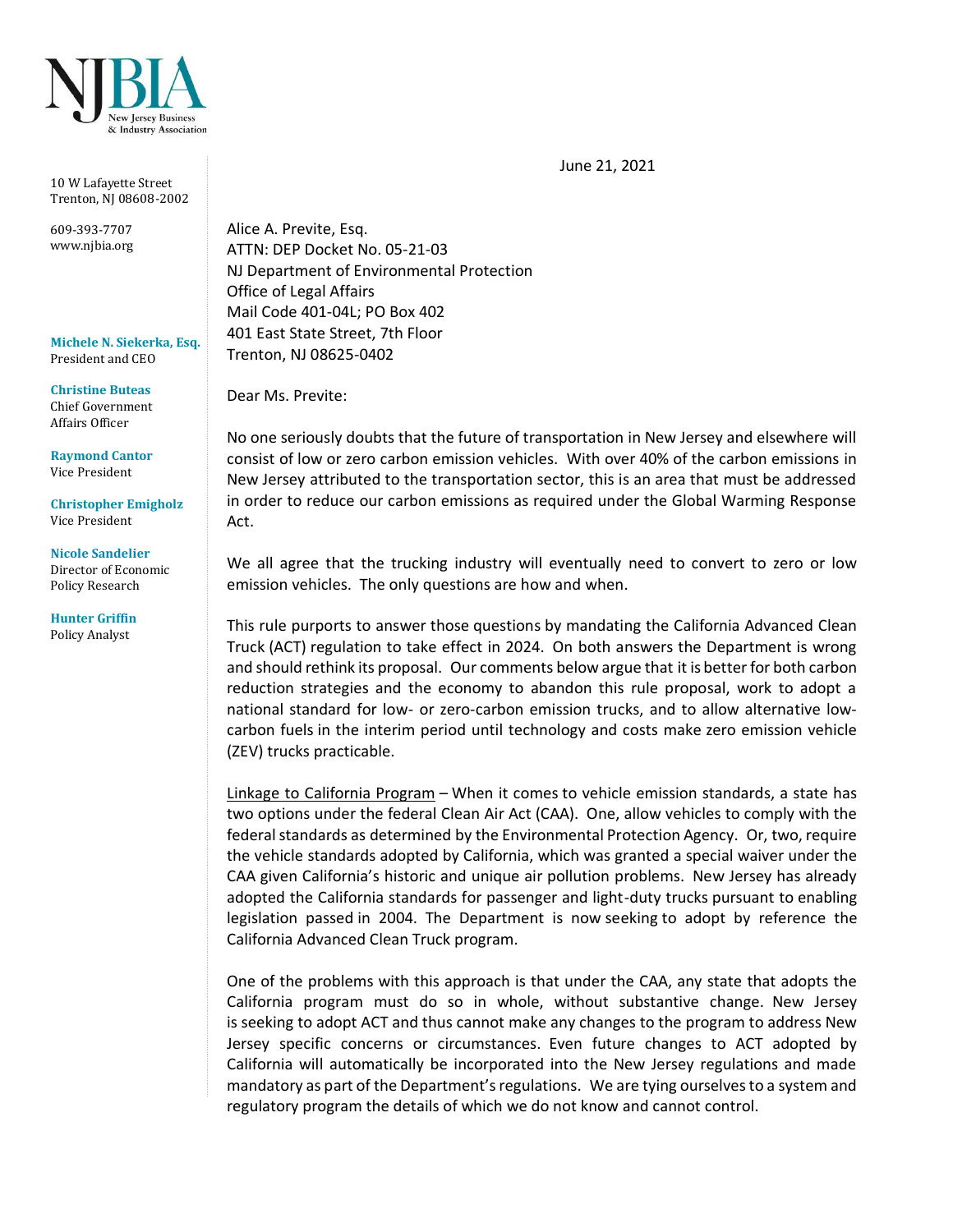NJBIA
New Jersey Business & Industry Association

10 W Lafayette Street
Trenton, NJ 08608-2002

609-393-7707
www.njbia.org

**Michele N. Siekerka, Esq.**
President and CEO

**Christine Buteas**
Chief Government Affairs Officer

**Raymond Cantor**
Vice President

**Christopher Emigholz**
Vice President

**Nicole Sandelier**
Director of Economic Policy Research

**Hunter Griffin**
Policy Analyst

June 21, 2021

Alice A. Previte, Esq.
ATTN: DEP Docket No. 05-21-03
NJ Department of Environmental Protection
Office of Legal Affairs
Mail Code 401-04L; PO Box 402
401 East State Street, 7th Floor
Trenton, NJ 08625-0402

Dear Ms. Previte:

No one seriously doubts that the future of transportation in New Jersey and elsewhere will consist of low or zero carbon emission vehicles. With over 40% of the carbon emissions in New Jersey attributed to the transportation sector, this is an area that must be addressed in order to reduce our carbon emissions as required under the Global Warming Response Act.

We all agree that the trucking industry will eventually need to convert to zero or low emission vehicles. The only questions are how and when.

This rule purports to answer those questions by mandating the California Advanced Clean Truck (ACT) regulation to take effect in 2024. On both answers the Department is wrong and should rethink its proposal. Our comments below argue that it is better for both carbon reduction strategies and the economy to abandon this rule proposal, work to adopt a national standard for low- or zero-carbon emission trucks, and to allow alternative low-carbon fuels in the interim period until technology and costs make zero emission vehicle (ZEV) trucks practicable.

<u>Linkage to California Program</u> – When it comes to vehicle emission standards, a state has two options under the federal Clean Air Act (CAA). One, allow vehicles to comply with the federal standards as determined by the Environmental Protection Agency. Or, two, require the vehicle standards adopted by California, which was granted a special waiver under the CAA given California's historic and unique air pollution problems. New Jersey has already adopted the California standards for passenger and light-duty trucks pursuant to enabling legislation passed in 2004. The Department is now seeking to adopt by reference the California Advanced Clean Truck program.

One of the problems with this approach is that under the CAA, any state that adopts the California program must do so in whole, without substantive change. New Jersey is seeking to adopt ACT and thus cannot make any changes to the program to address New Jersey specific concerns or circumstances. Even future changes to ACT adopted by California will automatically be incorporated into the New Jersey regulations and made mandatory as part of the Department's regulations. We are tying ourselves to a system and regulatory program the details of which we do not know and cannot control.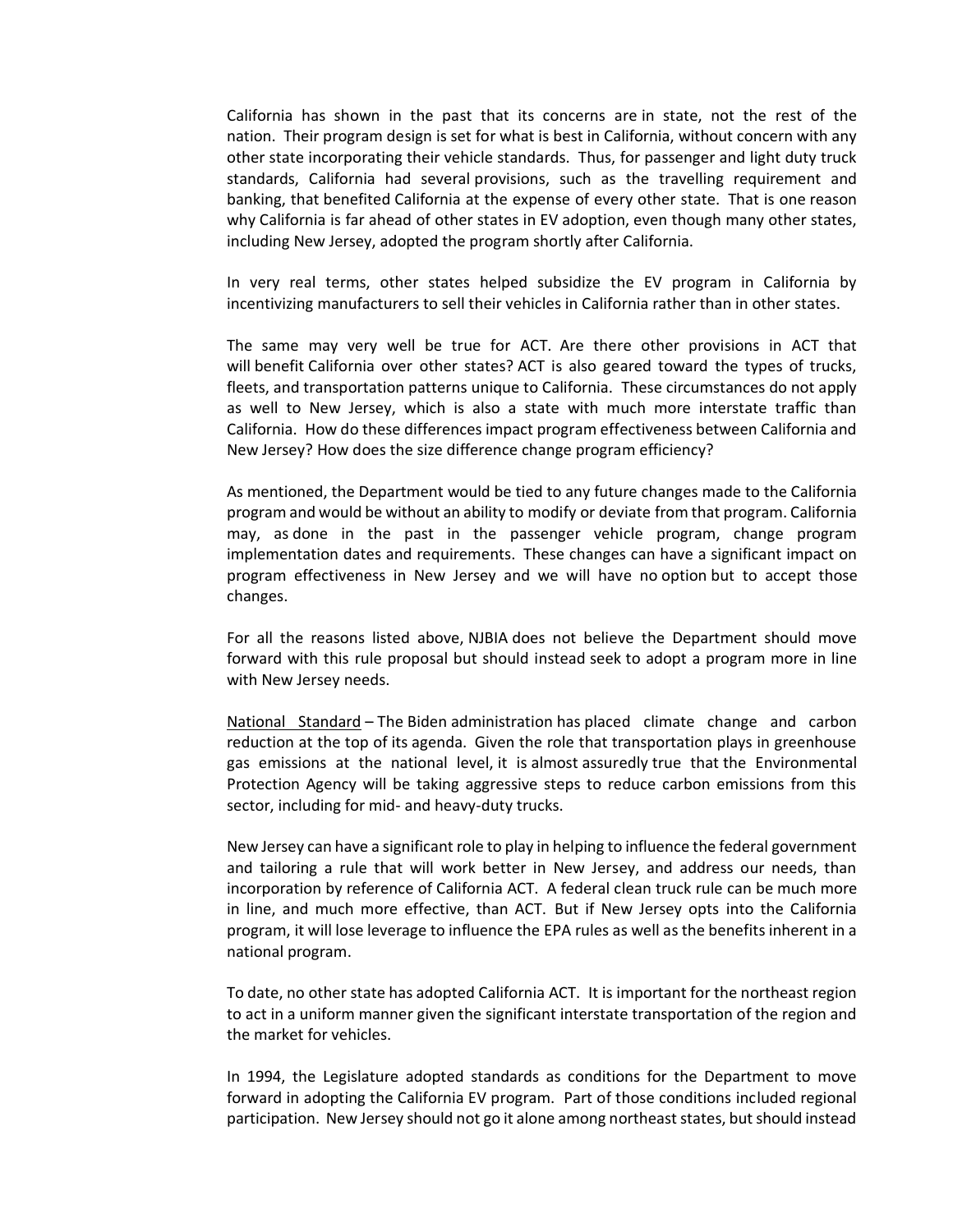California has shown in the past that its concerns are in state, not the rest of the nation. Their program design is set for what is best in California, without concern with any other state incorporating their vehicle standards. Thus, for passenger and light duty truck standards, California had several provisions, such as the travelling requirement and banking, that benefited California at the expense of every other state. That is one reason why California is far ahead of other states in EV adoption, even though many other states, including New Jersey, adopted the program shortly after California.

In very real terms, other states helped subsidize the EV program in California by incentivizing manufacturers to sell their vehicles in California rather than in other states.

The same may very well be true for ACT. Are there other provisions in ACT that will benefit California over other states? ACT is also geared toward the types of trucks, fleets, and transportation patterns unique to California. These circumstances do not apply as well to New Jersey, which is also a state with much more interstate traffic than California. How do these differences impact program effectiveness between California and New Jersey? How does the size difference change program efficiency?

As mentioned, the Department would be tied to any future changes made to the California program and would be without an ability to modify or deviate from that program. California may, as done in the past in the passenger vehicle program, change program implementation dates and requirements. These changes can have a significant impact on program effectiveness in New Jersey and we will have no option but to accept those changes.

For all the reasons listed above, NJBIA does not believe the Department should move forward with this rule proposal but should instead seek to adopt a program more in line with New Jersey needs.

<u>National Standard</u> – The Biden administration has placed climate change and carbon reduction at the top of its agenda. Given the role that transportation plays in greenhouse gas emissions at the national level, it is almost assuredly true that the Environmental Protection Agency will be taking aggressive steps to reduce carbon emissions from this sector, including for mid- and heavy-duty trucks.

New Jersey can have a significant role to play in helping to influence the federal government and tailoring a rule that will work better in New Jersey, and address our needs, than incorporation by reference of California ACT. A federal clean truck rule can be much more in line, and much more effective, than ACT. But if New Jersey opts into the California program, it will lose leverage to influence the EPA rules as well as the benefits inherent in a national program.

To date, no other state has adopted California ACT. It is important for the northeast region to act in a uniform manner given the significant interstate transportation of the region and the market for vehicles.

In 1994, the Legislature adopted standards as conditions for the Department to move forward in adopting the California EV program. Part of those conditions included regional participation. New Jersey should not go it alone among northeast states, but should instead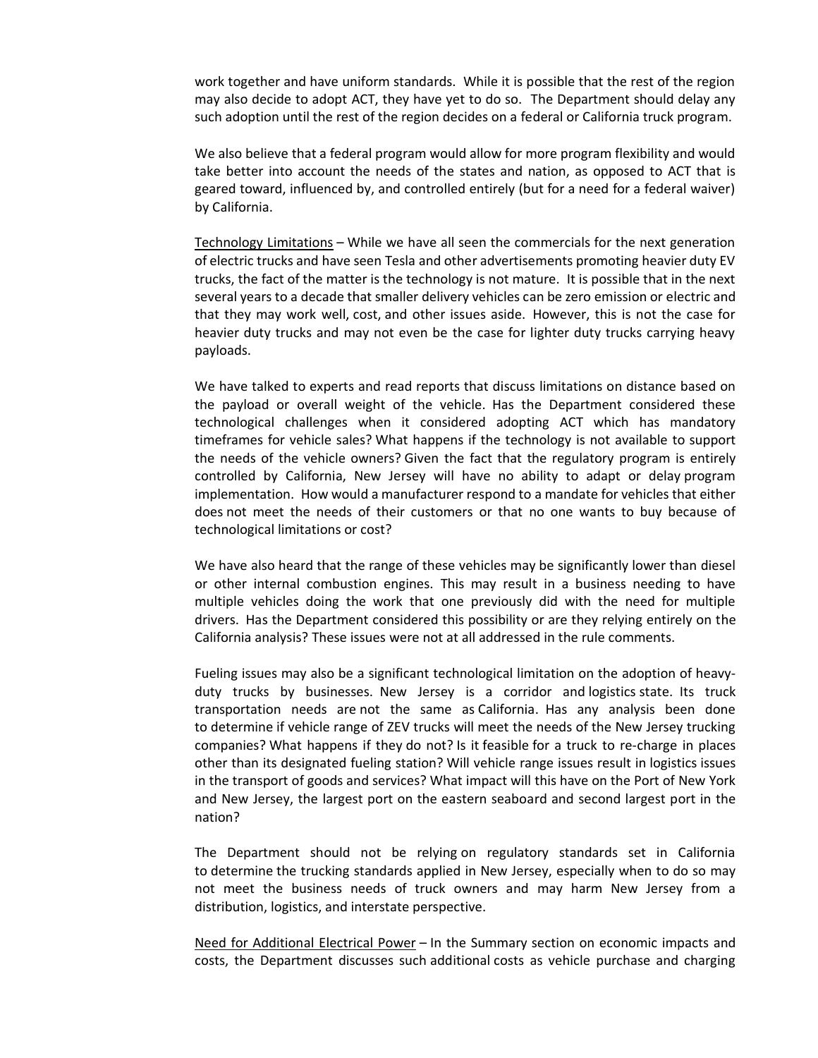work together and have uniform standards. While it is possible that the rest of the region may also decide to adopt ACT, they have yet to do so. The Department should delay any such adoption until the rest of the region decides on a federal or California truck program.

We also believe that a federal program would allow for more program flexibility and would take better into account the needs of the states and nation, as opposed to ACT that is geared toward, influenced by, and controlled entirely (but for a need for a federal waiver) by California.

<u>Technology Limitations</u> – While we have all seen the commercials for the next generation of electric trucks and have seen Tesla and other advertisements promoting heavier duty EV trucks, the fact of the matter is the technology is not mature. It is possible that in the next several years to a decade that smaller delivery vehicles can be zero emission or electric and that they may work well, cost, and other issues aside. However, this is not the case for heavier duty trucks and may not even be the case for lighter duty trucks carrying heavy payloads.

We have talked to experts and read reports that discuss limitations on distance based on the payload or overall weight of the vehicle. Has the Department considered these technological challenges when it considered adopting ACT which has mandatory timeframes for vehicle sales? What happens if the technology is not available to support the needs of the vehicle owners? Given the fact that the regulatory program is entirely controlled by California, New Jersey will have no ability to adapt or delay program implementation. How would a manufacturer respond to a mandate for vehicles that either does not meet the needs of their customers or that no one wants to buy because of technological limitations or cost?

We have also heard that the range of these vehicles may be significantly lower than diesel or other internal combustion engines. This may result in a business needing to have multiple vehicles doing the work that one previously did with the need for multiple drivers. Has the Department considered this possibility or are they relying entirely on the California analysis? These issues were not at all addressed in the rule comments.

Fueling issues may also be a significant technological limitation on the adoption of heavy-duty trucks by businesses. New Jersey is a corridor and logistics state. Its truck transportation needs are not the same as California. Has any analysis been done to determine if vehicle range of ZEV trucks will meet the needs of the New Jersey trucking companies? What happens if they do not? Is it feasible for a truck to re-charge in places other than its designated fueling station? Will vehicle range issues result in logistics issues in the transport of goods and services? What impact will this have on the Port of New York and New Jersey, the largest port on the eastern seaboard and second largest port in the nation?

The Department should not be relying on regulatory standards set in California to determine the trucking standards applied in New Jersey, especially when to do so may not meet the business needs of truck owners and may harm New Jersey from a distribution, logistics, and interstate perspective.

<u>Need for Additional Electrical Power</u> – In the Summary section on economic impacts and costs, the Department discusses such additional costs as vehicle purchase and charging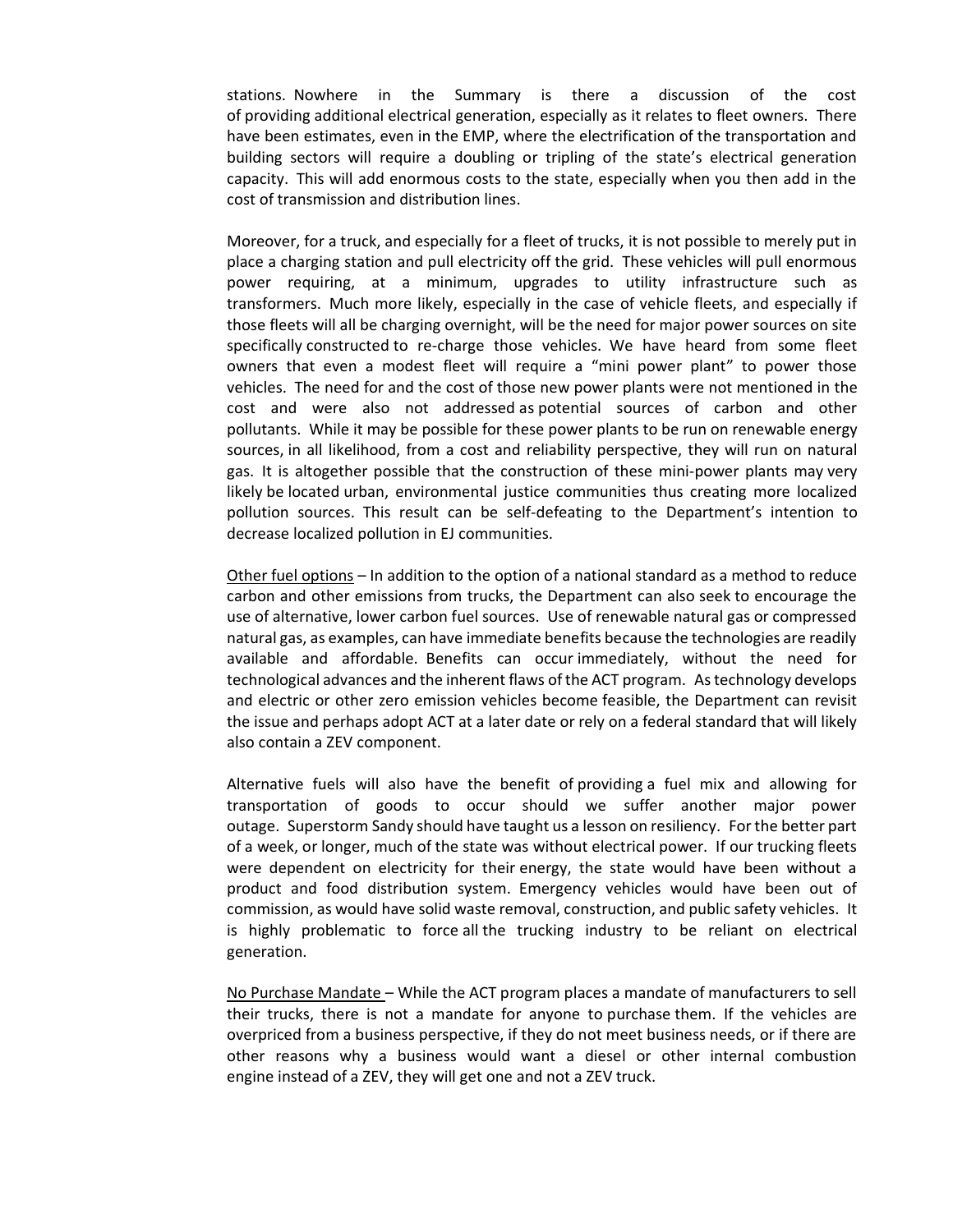stations. Nowhere in the Summary is there a discussion of the cost of providing additional electrical generation, especially as it relates to fleet owners. There have been estimates, even in the EMP, where the electrification of the transportation and building sectors will require a doubling or tripling of the state's electrical generation capacity. This will add enormous costs to the state, especially when you then add in the cost of transmission and distribution lines.

Moreover, for a truck, and especially for a fleet of trucks, it is not possible to merely put in place a charging station and pull electricity off the grid. These vehicles will pull enormous power requiring, at a minimum, upgrades to utility infrastructure such as transformers. Much more likely, especially in the case of vehicle fleets, and especially if those fleets will all be charging overnight, will be the need for major power sources on site specifically constructed to re-charge those vehicles. We have heard from some fleet owners that even a modest fleet will require a "mini power plant" to power those vehicles. The need for and the cost of those new power plants were not mentioned in the cost and were also not addressed as potential sources of carbon and other pollutants. While it may be possible for these power plants to be run on renewable energy sources, in all likelihood, from a cost and reliability perspective, they will run on natural gas. It is altogether possible that the construction of these mini-power plants may very likely be located urban, environmental justice communities thus creating more localized pollution sources. This result can be self-defeating to the Department's intention to decrease localized pollution in EJ communities.

<u>Other fuel options</u> – In addition to the option of a national standard as a method to reduce carbon and other emissions from trucks, the Department can also seek to encourage the use of alternative, lower carbon fuel sources. Use of renewable natural gas or compressed natural gas, as examples, can have immediate benefits because the technologies are readily available and affordable. Benefits can occur immediately, without the need for technological advances and the inherent flaws of the ACT program. As technology develops and electric or other zero emission vehicles become feasible, the Department can revisit the issue and perhaps adopt ACT at a later date or rely on a federal standard that will likely also contain a ZEV component.

Alternative fuels will also have the benefit of providing a fuel mix and allowing for transportation of goods to occur should we suffer another major power outage. Superstorm Sandy should have taught us a lesson on resiliency. For the better part of a week, or longer, much of the state was without electrical power. If our trucking fleets were dependent on electricity for their energy, the state would have been without a product and food distribution system. Emergency vehicles would have been out of commission, as would have solid waste removal, construction, and public safety vehicles. It is highly problematic to force all the trucking industry to be reliant on electrical generation.

<u>No Purchase Mandate</u> – While the ACT program places a mandate of manufacturers to sell their trucks, there is not a mandate for anyone to purchase them. If the vehicles are overpriced from a business perspective, if they do not meet business needs, or if there are other reasons why a business would want a diesel or other internal combustion engine instead of a ZEV, they will get one and not a ZEV truck.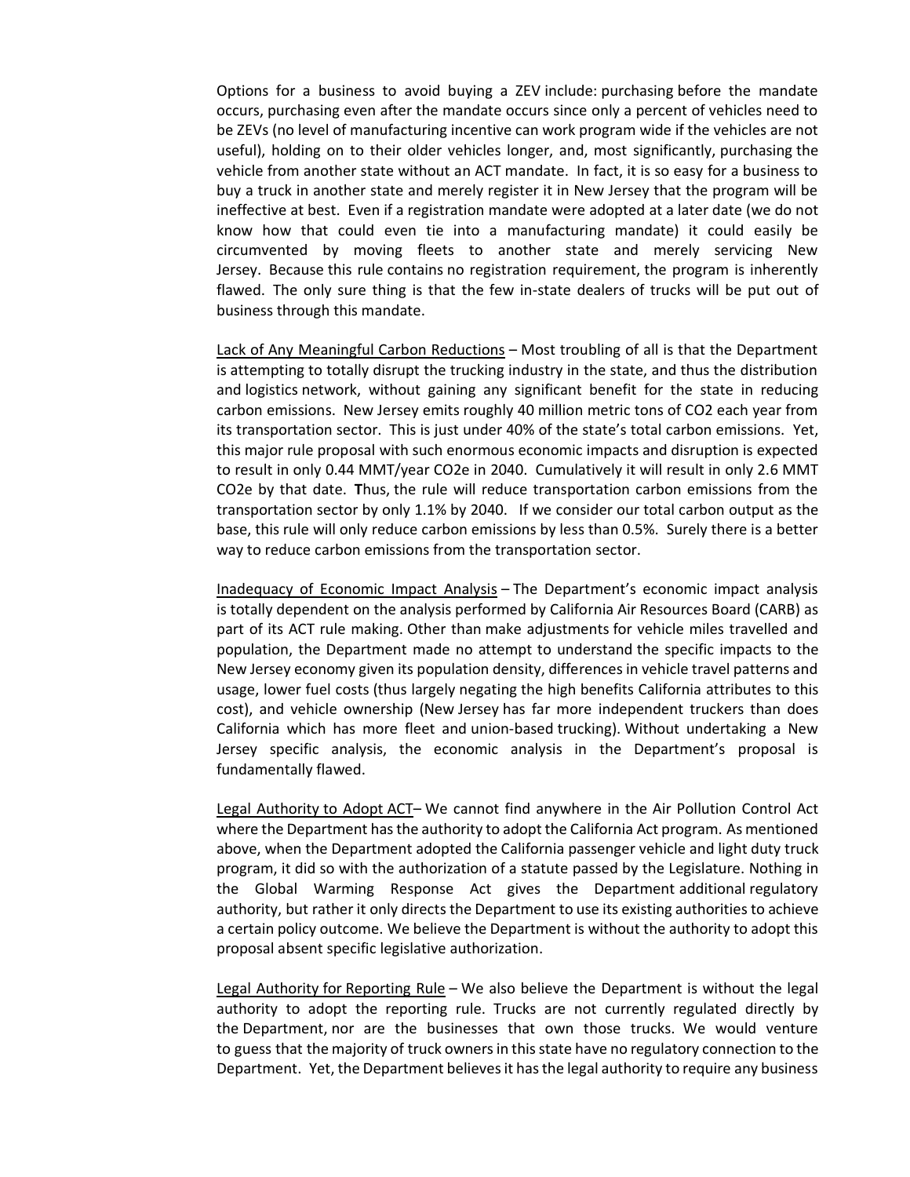Options for a business to avoid buying a ZEV include: purchasing before the mandate occurs, purchasing even after the mandate occurs since only a percent of vehicles need to be ZEVs (no level of manufacturing incentive can work program wide if the vehicles are not useful), holding on to their older vehicles longer, and, most significantly, purchasing the vehicle from another state without an ACT mandate. In fact, it is so easy for a business to buy a truck in another state and merely register it in New Jersey that the program will be ineffective at best. Even if a registration mandate were adopted at a later date (we do not know how that could even tie into a manufacturing mandate) it could easily be circumvented by moving fleets to another state and merely servicing New Jersey. Because this rule contains no registration requirement, the program is inherently flawed. The only sure thing is that the few in-state dealers of trucks will be put out of business through this mandate.

<u>Lack of Any Meaningful Carbon Reductions</u> – Most troubling of all is that the Department is attempting to totally disrupt the trucking industry in the state, and thus the distribution and logistics network, without gaining any significant benefit for the state in reducing carbon emissions. New Jersey emits roughly 40 million metric tons of $CO_2$ each year from its transportation sector. This is just under 40% of the state's total carbon emissions. Yet, this major rule proposal with such enormous economic impacts and disruption is expected to result in only 0.44 MMT/year $CO_2e$ in 2040. Cumulatively it will result in only 2.6 MMT $CO_2e$ by that date. **T**hus, the rule will reduce transportation carbon emissions from the transportation sector by only 1.1% by 2040. If we consider our total carbon output as the base, this rule will only reduce carbon emissions by less than 0.5%. Surely there is a better way to reduce carbon emissions from the transportation sector.

<u>Inadequacy of Economic Impact Analysis</u> – The Department's economic impact analysis is totally dependent on the analysis performed by California Air Resources Board (CARB) as part of its ACT rule making. Other than make adjustments for vehicle miles travelled and population, the Department made no attempt to understand the specific impacts to the New Jersey economy given its population density, differences in vehicle travel patterns and usage, lower fuel costs (thus largely negating the high benefits California attributes to this cost), and vehicle ownership (New Jersey has far more independent truckers than does California which has more fleet and union-based trucking). Without undertaking a New Jersey specific analysis, the economic analysis in the Department's proposal is fundamentally flawed.

<u>Legal Authority to Adopt ACT</u>– We cannot find anywhere in the Air Pollution Control Act where the Department has the authority to adopt the California Act program. As mentioned above, when the Department adopted the California passenger vehicle and light duty truck program, it did so with the authorization of a statute passed by the Legislature. Nothing in the Global Warming Response Act gives the Department additional regulatory authority, but rather it only directs the Department to use its existing authorities to achieve a certain policy outcome. We believe the Department is without the authority to adopt this proposal absent specific legislative authorization.

<u>Legal Authority for Reporting Rule</u> – We also believe the Department is without the legal authority to adopt the reporting rule. Trucks are not currently regulated directly by the Department, nor are the businesses that own those trucks. We would venture to guess that the majority of truck owners in this state have no regulatory connection to the Department. Yet, the Department believes it has the legal authority to require any business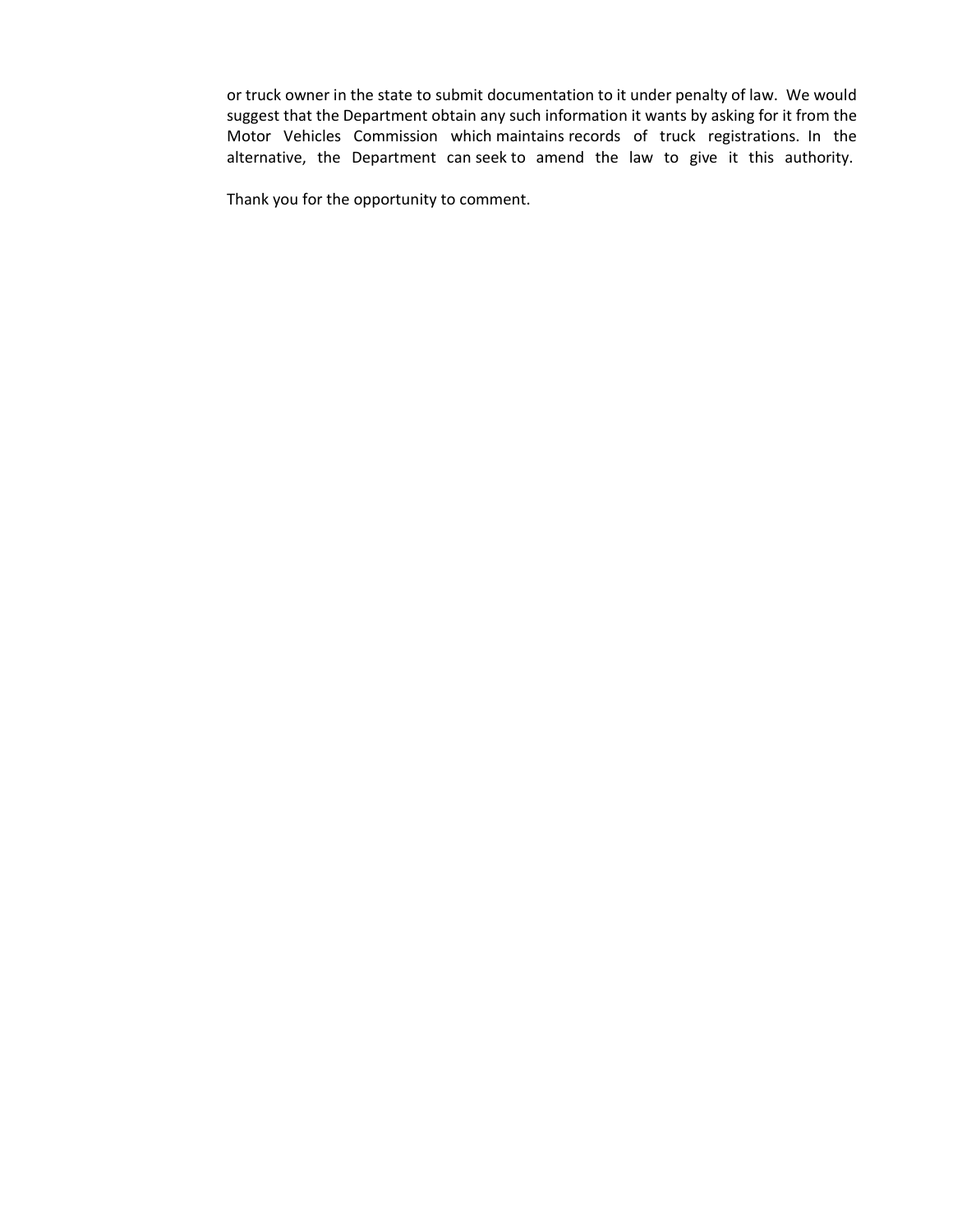or truck owner in the state to submit documentation to it under penalty of law. We would suggest that the Department obtain any such information it wants by asking for it from the Motor Vehicles Commission which maintains records of truck registrations. In the alternative, the Department can seek to amend the law to give it this authority.

Thank you for the opportunity to comment.